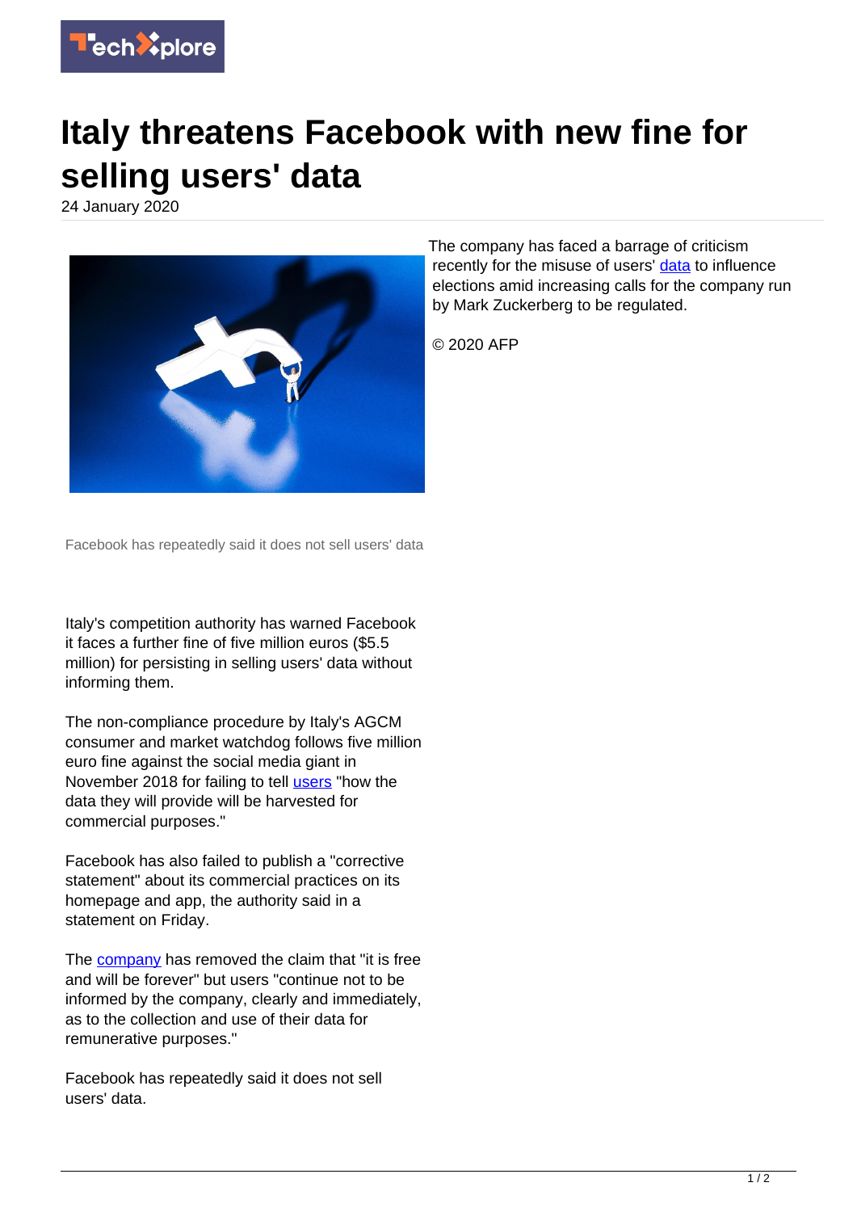# Italy threatens Facebook with new fine for selling users' data

24 January 2020

Facebook has repeatedly said it does not sell users' data

Italy's competition authority has warned Facebook it faces a further fine of five million euros ($5.5 million) for persisting in selling users' data without informing them.

The non-compliance procedure by Italy's AGCM consumer and market watchdog follows five million euro fine against the social media giant in November 2018 for failing to tell users "how the data they will provide will be harvested for commercial purposes."

Facebook has also failed to publish a "corrective statement" about its commercial practices on its homepage and app, the authority said in a statement on Friday.

The company has removed the claim that "it is free and will be forever" but users "continue not to be informed by the company, clearly and immediately, as to the collection and use of their data for remunerative purposes."

Facebook has repeatedly said it does not sell users' data.

The company has faced a barrage of criticism recently for the misuse of users' data to influence elections amid increasing calls for the company run by Mark Zuckerberg to be regulated.

© 2020 AFP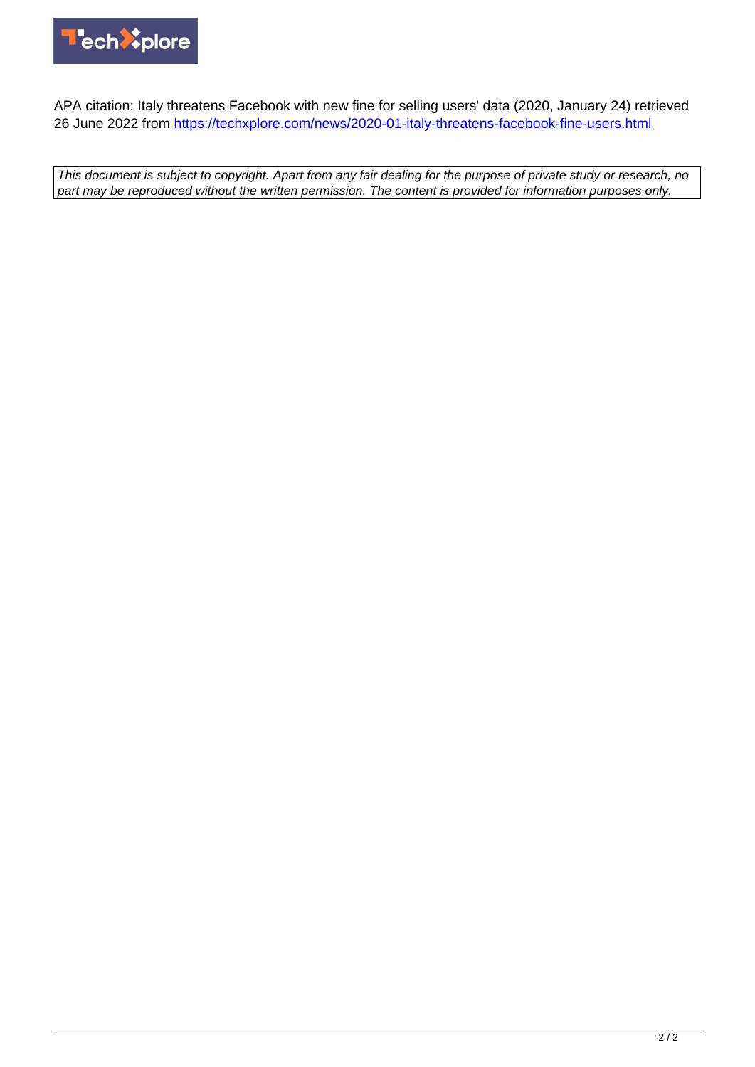APA citation: Italy threatens Facebook with new fine for selling users' data (2020, January 24) retrieved 26 June 2022 from https://techxplore.com/news/2020-01-italy-threatens-facebook-fine-users.html

*This document is subject to copyright. Apart from any fair dealing for the purpose of private study or research, no part may be reproduced without the written permission. The content is provided for information purposes only.*